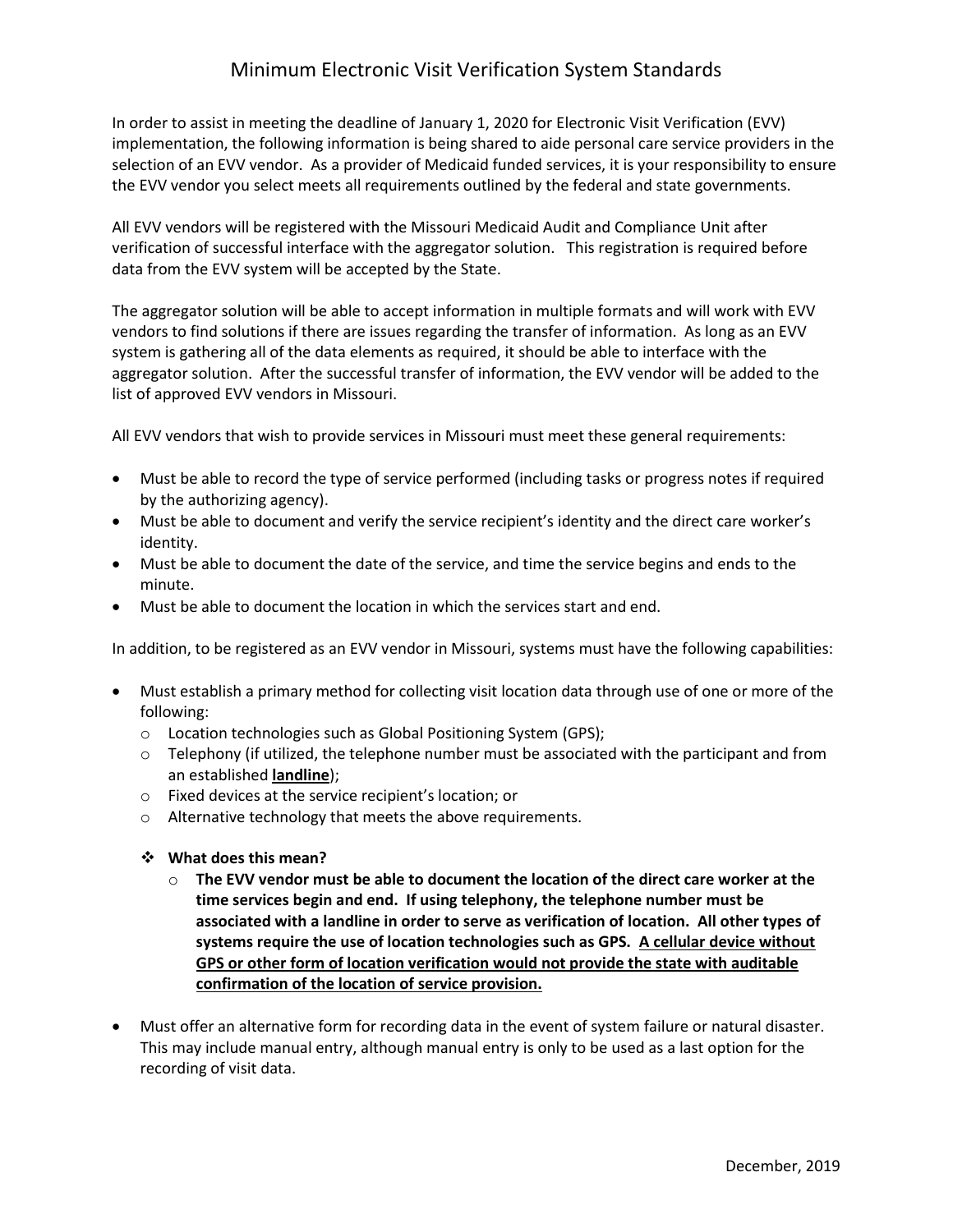# Minimum Electronic Visit Verification System Standards

In order to assist in meeting the deadline of January 1, 2020 for Electronic Visit Verification (EVV) implementation, the following information is being shared to aide personal care service providers in the selection of an EVV vendor. As a provider of Medicaid funded services, it is your responsibility to ensure the EVV vendor you select meets all requirements outlined by the federal and state governments.

All EVV vendors will be registered with the Missouri Medicaid Audit and Compliance Unit after verification of successful interface with the aggregator solution. This registration is required before data from the EVV system will be accepted by the State.

The aggregator solution will be able to accept information in multiple formats and will work with EVV vendors to find solutions if there are issues regarding the transfer of information. As long as an EVV system is gathering all of the data elements as required, it should be able to interface with the aggregator solution. After the successful transfer of information, the EVV vendor will be added to the list of approved EVV vendors in Missouri.

All EVV vendors that wish to provide services in Missouri must meet these general requirements:

- Must be able to record the type of service performed (including tasks or progress notes if required by the authorizing agency).
- Must be able to document and verify the service recipient's identity and the direct care worker's identity.
- Must be able to document the date of the service, and time the service begins and ends to the minute.
- Must be able to document the location in which the services start and end.

In addition, to be registered as an EVV vendor in Missouri, systems must have the following capabilities:

- Must establish a primary method for collecting visit location data through use of one or more of the following:
  - Location technologies such as Global Positioning System (GPS);
  - Telephony (if utilized, the telephone number must be associated with the participant and from an established **<u>landline</u>**);
  - Fixed devices at the service recipient's location; or
  - Alternative technology that meets the above requirements.

  - **What does this mean?**
    - **The EVV vendor must be able to document the location of the direct care worker at the time services begin and end. If using telephony, the telephone number must be associated with a landline in order to serve as verification of location. All other types of systems require the use of location technologies such as GPS. <u>A cellular device without GPS or other form of location verification would not provide the state with auditable confirmation of the location of service provision.</u>**

- Must offer an alternative form for recording data in the event of system failure or natural disaster. This may include manual entry, although manual entry is only to be used as a last option for the recording of visit data.

December, 2019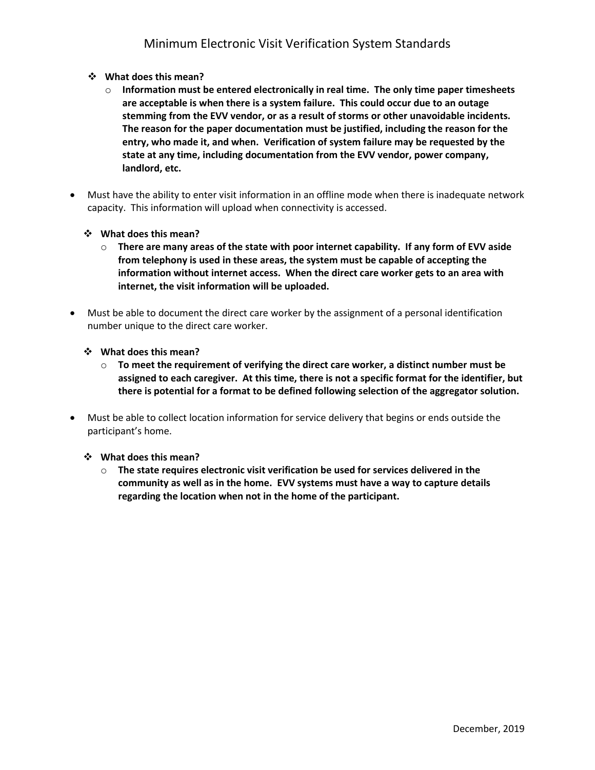- **What does this mean?**
    - **Information must be entered electronically in real time. The only time paper timesheets are acceptable is when there is a system failure. This could occur due to an outage stemming from the EVV vendor, or as a result of storms or other unavoidable incidents. The reason for the paper documentation must be justified, including the reason for the entry, who made it, and when. Verification of system failure may be requested by the state at any time, including documentation from the EVV vendor, power company, landlord, etc.**

- Must have the ability to enter visit information in an offline mode when there is inadequate network capacity. This information will upload when connectivity is accessed.

    - **What does this mean?**
        - **There are many areas of the state with poor internet capability. If any form of EVV aside from telephony is used in these areas, the system must be capable of accepting the information without internet access. When the direct care worker gets to an area with internet, the visit information will be uploaded.**

- Must be able to document the direct care worker by the assignment of a personal identification number unique to the direct care worker.

    - **What does this mean?**
        - **To meet the requirement of verifying the direct care worker, a distinct number must be assigned to each caregiver. At this time, there is not a specific format for the identifier, but there is potential for a format to be defined following selection of the aggregator solution.**

- Must be able to collect location information for service delivery that begins or ends outside the participant's home.

    - **What does this mean?**
        - **The state requires electronic visit verification be used for services delivered in the community as well as in the home. EVV systems must have a way to capture details regarding the location when not in the home of the participant.**

December, 2019